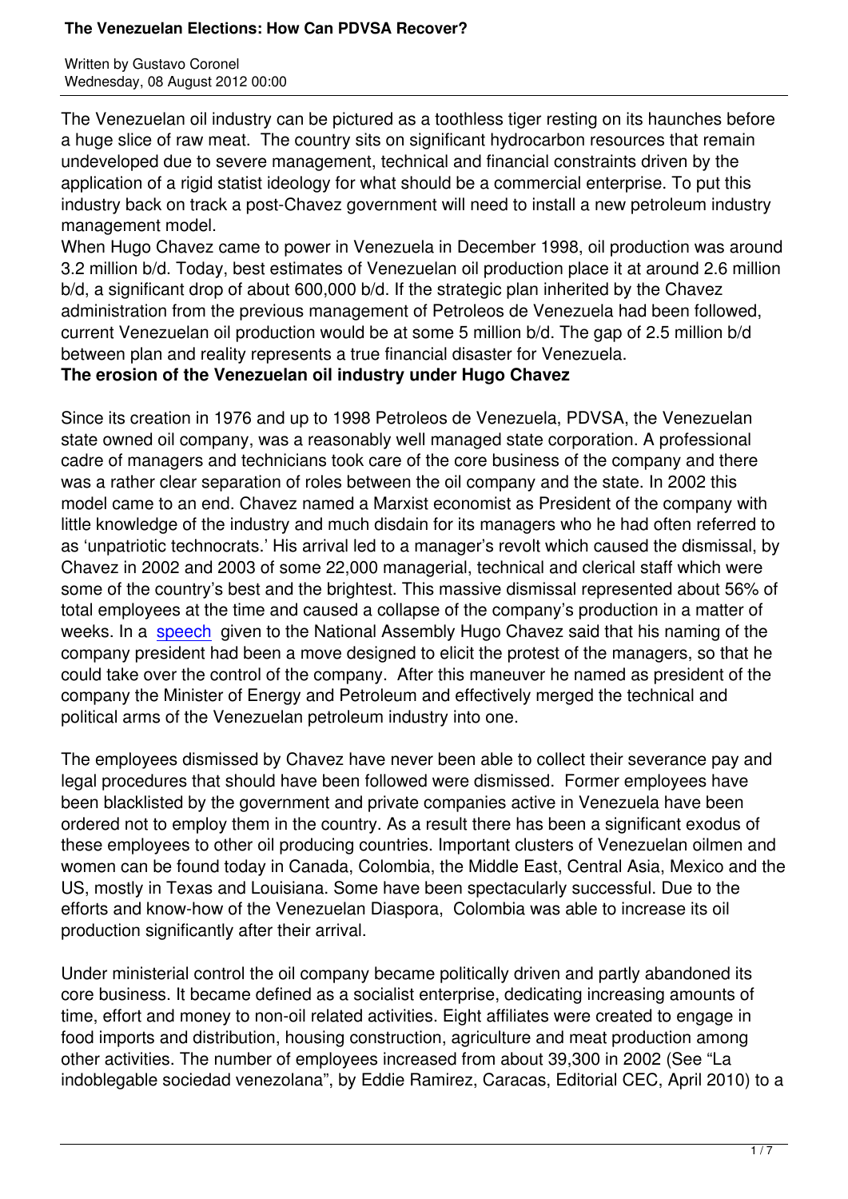# The Venezuelan Elections: How Can PDVSA Recover?

Written by Gustavo Coronel
Wednesday, 08 August 2012 00:00

The Venezuelan oil industry can be pictured as a toothless tiger resting on its haunches before a huge slice of raw meat. The country sits on significant hydrocarbon resources that remain undeveloped due to severe management, technical and financial constraints driven by the application of a rigid statist ideology for what should be a commercial enterprise. To put this industry back on track a post-Chavez government will need to install a new petroleum industry management model.

When Hugo Chavez came to power in Venezuela in December 1998, oil production was around 3.2 million b/d. Today, best estimates of Venezuelan oil production place it at around 2.6 million b/d, a significant drop of about 600,000 b/d. If the strategic plan inherited by the Chavez administration from the previous management of Petroleos de Venezuela had been followed, current Venezuelan oil production would be at some 5 million b/d. The gap of 2.5 million b/d between plan and reality represents a true financial disaster for Venezuela.

**The erosion of the Venezuelan oil industry under Hugo Chavez**

Since its creation in 1976 and up to 1998 Petroleos de Venezuela, PDVSA, the Venezuelan state owned oil company, was a reasonably well managed state corporation. A professional cadre of managers and technicians took care of the core business of the company and there was a rather clear separation of roles between the oil company and the state. In 2002 this model came to an end. Chavez named a Marxist economist as President of the company with little knowledge of the industry and much disdain for its managers who he had often referred to as 'unpatriotic technocrats.' His arrival led to a manager's revolt which caused the dismissal, by Chavez in 2002 and 2003 of some 22,000 managerial, technical and clerical staff which were some of the country's best and the brightest. This massive dismissal represented about 56% of total employees at the time and caused a collapse of the company's production in a matter of weeks. In a speech given to the National Assembly Hugo Chavez said that his naming of the company president had been a move designed to elicit the protest of the managers, so that he could take over the control of the company. After this maneuver he named as president of the company the Minister of Energy and Petroleum and effectively merged the technical and political arms of the Venezuelan petroleum industry into one.

The employees dismissed by Chavez have never been able to collect their severance pay and legal procedures that should have been followed were dismissed. Former employees have been blacklisted by the government and private companies active in Venezuela have been ordered not to employ them in the country. As a result there has been a significant exodus of these employees to other oil producing countries. Important clusters of Venezuelan oilmen and women can be found today in Canada, Colombia, the Middle East, Central Asia, Mexico and the US, mostly in Texas and Louisiana. Some have been spectacularly successful. Due to the efforts and know-how of the Venezuelan Diaspora, Colombia was able to increase its oil production significantly after their arrival.

Under ministerial control the oil company became politically driven and partly abandoned its core business. It became defined as a socialist enterprise, dedicating increasing amounts of time, effort and money to non-oil related activities. Eight affiliates were created to engage in food imports and distribution, housing construction, agriculture and meat production among other activities. The number of employees increased from about 39,300 in 2002 (See "La indoblegable sociedad venezolana", by Eddie Ramirez, Caracas, Editorial CEC, April 2010) to a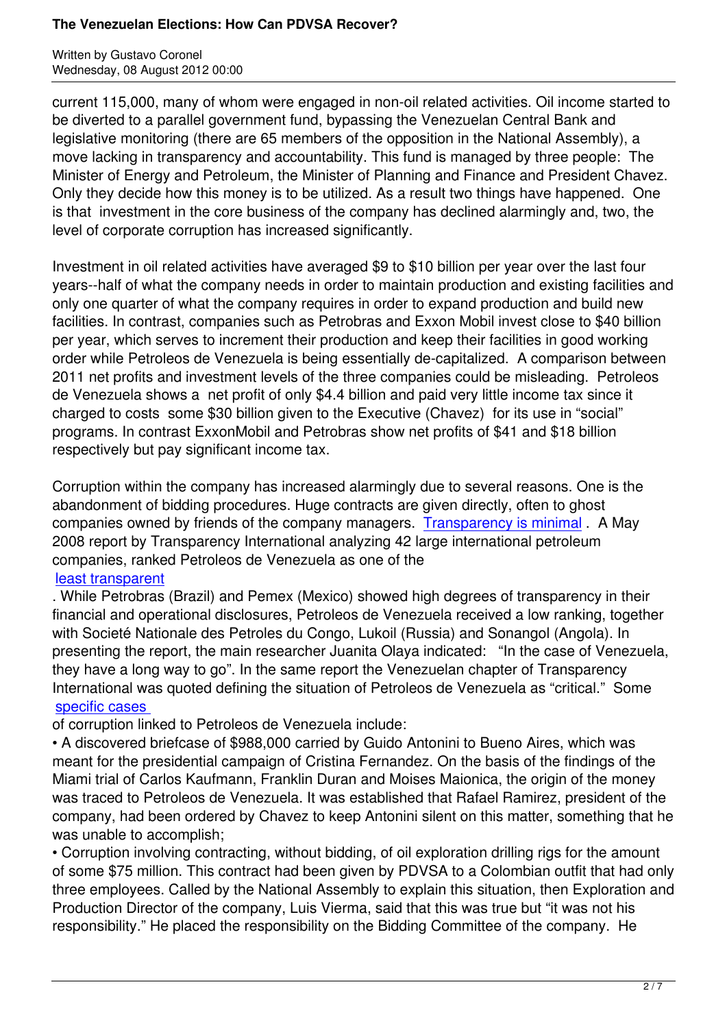current 115,000, many of whom were engaged in non-oil related activities. Oil income started to be diverted to a parallel government fund, bypassing the Venezuelan Central Bank and legislative monitoring (there are 65 members of the opposition in the National Assembly), a move lacking in transparency and accountability. This fund is managed by three people: The Minister of Energy and Petroleum, the Minister of Planning and Finance and President Chavez. Only they decide how this money is to be utilized. As a result two things have happened. One is that investment in the core business of the company has declined alarmingly and, two, the level of corporate corruption has increased significantly.

Investment in oil related activities have averaged \$9 to \$10 billion per year over the last four years--half of what the company needs in order to maintain production and existing facilities and only one quarter of what the company requires in order to expand production and build new facilities. In contrast, companies such as Petrobras and Exxon Mobil invest close to \$40 billion per year, which serves to increment their production and keep their facilities in good working order while Petroleos de Venezuela is being essentially de-capitalized. A comparison between 2011 net profits and investment levels of the three companies could be misleading. Petroleos de Venezuela shows a net profit of only \$4.4 billion and paid very little income tax since it charged to costs some \$30 billion given to the Executive (Chavez) for its use in "social" programs. In contrast ExxonMobil and Petrobras show net profits of \$41 and \$18 billion respectively but pay significant income tax.

Corruption within the company has increased alarmingly due to several reasons. One is the abandonment of bidding procedures. Huge contracts are given directly, often to ghost companies owned by friends of the company managers. Transparency is minimal . A May 2008 report by Transparency International analyzing 42 large international petroleum companies, ranked Petroleos de Venezuela as one of the least transparent . While Petrobras (Brazil) and Pemex (Mexico) showed high degrees of transparency in their financial and operational disclosures, Petroleos de Venezuela received a low ranking, together with Societé Nationale des Petroles du Congo, Lukoil (Russia) and Sonangol (Angola). In presenting the report, the main researcher Juanita Olaya indicated: "In the case of Venezuela, they have a long way to go". In the same report the Venezuelan chapter of Transparency International was quoted defining the situation of Petroleos de Venezuela as "critical." Some specific cases of corruption linked to Petroleos de Venezuela include:

- A discovered briefcase of \$988,000 carried by Guido Antonini to Bueno Aires, which was meant for the presidential campaign of Cristina Fernandez. On the basis of the findings of the Miami trial of Carlos Kaufmann, Franklin Duran and Moises Maionica, the origin of the money was traced to Petroleos de Venezuela. It was established that Rafael Ramirez, president of the company, had been ordered by Chavez to keep Antonini silent on this matter, something that he was unable to accomplish;
- Corruption involving contracting, without bidding, of oil exploration drilling rigs for the amount of some \$75 million. This contract had been given by PDVSA to a Colombian outfit that had only three employees. Called by the National Assembly to explain this situation, then Exploration and Production Director of the company, Luis Vierma, said that this was true but "it was not his responsibility." He placed the responsibility on the Bidding Committee of the company. He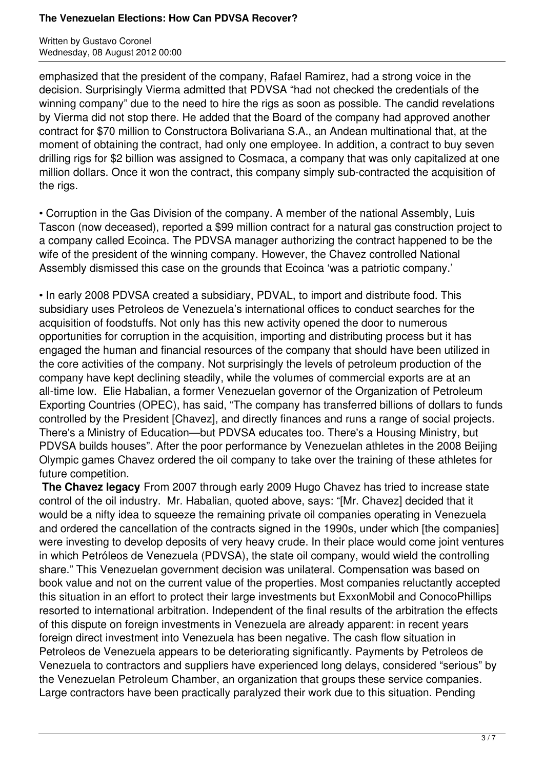emphasized that the president of the company, Rafael Ramirez, had a strong voice in the decision. Surprisingly Vierma admitted that PDVSA "had not checked the credentials of the winning company" due to the need to hire the rigs as soon as possible. The candid revelations by Vierma did not stop there. He added that the Board of the company had approved another contract for $70 million to Constructora Bolivariana S.A., an Andean multinational that, at the moment of obtaining the contract, had only one employee. In addition, a contract to buy seven drilling rigs for $2 billion was assigned to Cosmaca, a company that was only capitalized at one million dollars. Once it won the contract, this company simply sub-contracted the acquisition of the rigs.

• Corruption in the Gas Division of the company. A member of the national Assembly, Luis Tascon (now deceased), reported a $99 million contract for a natural gas construction project to a company called Ecoinca. The PDVSA manager authorizing the contract happened to be the wife of the president of the winning company. However, the Chavez controlled National Assembly dismissed this case on the grounds that Ecoinca 'was a patriotic company.'

• In early 2008 PDVSA created a subsidiary, PDVAL, to import and distribute food. This subsidiary uses Petroleos de Venezuela's international offices to conduct searches for the acquisition of foodstuffs. Not only has this new activity opened the door to numerous opportunities for corruption in the acquisition, importing and distributing process but it has engaged the human and financial resources of the company that should have been utilized in the core activities of the company. Not surprisingly the levels of petroleum production of the company have kept declining steadily, while the volumes of commercial exports are at an all-time low. Elie Habalian, a former Venezuelan governor of the Organization of Petroleum Exporting Countries (OPEC), has said, "The company has transferred billions of dollars to funds controlled by the President [Chavez], and directly finances and runs a range of social projects. There's a Ministry of Education—but PDVSA educates too. There's a Housing Ministry, but PDVSA builds houses". After the poor performance by Venezuelan athletes in the 2008 Beijing Olympic games Chavez ordered the oil company to take over the training of these athletes for future competition.

**The Chavez legacy** From 2007 through early 2009 Hugo Chavez has tried to increase state control of the oil industry. Mr. Habalian, quoted above, says: "[Mr. Chavez] decided that it would be a nifty idea to squeeze the remaining private oil companies operating in Venezuela and ordered the cancellation of the contracts signed in the 1990s, under which [the companies] were investing to develop deposits of very heavy crude. In their place would come joint ventures in which Petróleos de Venezuela (PDVSA), the state oil company, would wield the controlling share." This Venezuelan government decision was unilateral. Compensation was based on book value and not on the current value of the properties. Most companies reluctantly accepted this situation in an effort to protect their large investments but ExxonMobil and ConocoPhillips resorted to international arbitration. Independent of the final results of the arbitration the effects of this dispute on foreign investments in Venezuela are already apparent: in recent years foreign direct investment into Venezuela has been negative. The cash flow situation in Petroleos de Venezuela appears to be deteriorating significantly. Payments by Petroleos de Venezuela to contractors and suppliers have experienced long delays, considered "serious" by the Venezuelan Petroleum Chamber, an organization that groups these service companies. Large contractors have been practically paralyzed their work due to this situation. Pending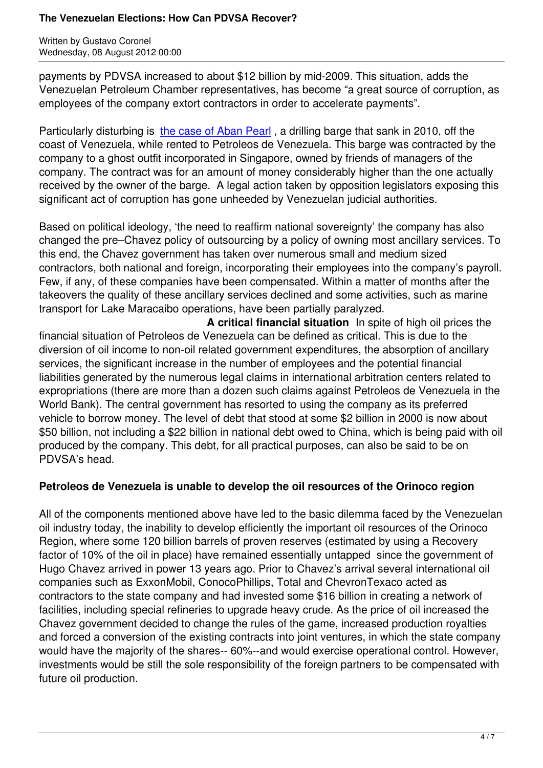payments by PDVSA increased to about $12 billion by mid-2009. This situation, adds the Venezuelan Petroleum Chamber representatives, has become "a great source of corruption, as employees of the company extort contractors in order to accelerate payments".

Particularly disturbing is [the case of Aban Pearl](#), a drilling barge that sank in 2010, off the coast of Venezuela, while rented to Petroleos de Venezuela. This barge was contracted by the company to a ghost outfit incorporated in Singapore, owned by friends of managers of the company. The contract was for an amount of money considerably higher than the one actually received by the owner of the barge. A legal action taken by opposition legislators exposing this significant act of corruption has gone unheeded by Venezuelan judicial authorities.

Based on political ideology, 'the need to reaffirm national sovereignty' the company has also changed the pre–Chavez policy of outsourcing by a policy of owning most ancillary services. To this end, the Chavez government has taken over numerous small and medium sized contractors, both national and foreign, incorporating their employees into the company's payroll. Few, if any, of these companies have been compensated. Within a matter of months after the takeovers the quality of these ancillary services declined and some activities, such as marine transport for Lake Maracaibo operations, have been partially paralyzed.

**A critical financial situation** In spite of high oil prices the financial situation of Petroleos de Venezuela can be defined as critical. This is due to the diversion of oil income to non-oil related government expenditures, the absorption of ancillary services, the significant increase in the number of employees and the potential financial liabilities generated by the numerous legal claims in international arbitration centers related to expropriations (there are more than a dozen such claims against Petroleos de Venezuela in the World Bank). The central government has resorted to using the company as its preferred vehicle to borrow money. The level of debt that stood at some $2 billion in 2000 is now about $50 billion, not including a $22 billion in national debt owed to China, which is being paid with oil produced by the company. This debt, for all practical purposes, can also be said to be on PDVSA's head.

## Petroleos de Venezuela is unable to develop the oil resources of the Orinoco region

All of the components mentioned above have led to the basic dilemma faced by the Venezuelan oil industry today, the inability to develop efficiently the important oil resources of the Orinoco Region, where some 120 billion barrels of proven reserves (estimated by using a Recovery factor of 10% of the oil in place) have remained essentially untapped since the government of Hugo Chavez arrived in power 13 years ago. Prior to Chavez's arrival several international oil companies such as ExxonMobil, ConocoPhillips, Total and ChevronTexaco acted as contractors to the state company and had invested some $16 billion in creating a network of facilities, including special refineries to upgrade heavy crude. As the price of oil increased the Chavez government decided to change the rules of the game, increased production royalties and forced a conversion of the existing contracts into joint ventures, in which the state company would have the majority of the shares-- 60%--and would exercise operational control. However, investments would be still the sole responsibility of the foreign partners to be compensated with future oil production.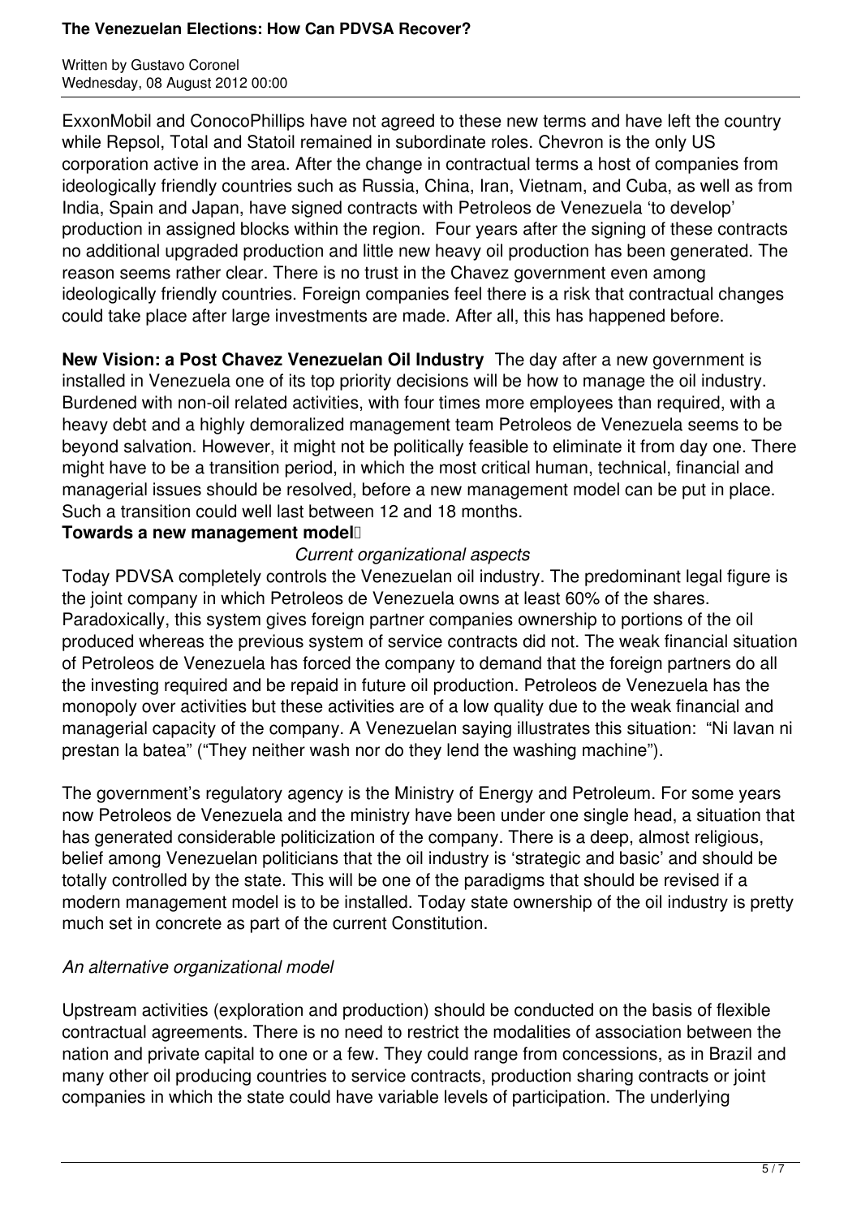ExxonMobil and ConocoPhillips have not agreed to these new terms and have left the country while Repsol, Total and Statoil remained in subordinate roles. Chevron is the only US corporation active in the area. After the change in contractual terms a host of companies from ideologically friendly countries such as Russia, China, Iran, Vietnam, and Cuba, as well as from India, Spain and Japan, have signed contracts with Petroleos de Venezuela 'to develop' production in assigned blocks within the region. Four years after the signing of these contracts no additional upgraded production and little new heavy oil production has been generated. The reason seems rather clear. There is no trust in the Chavez government even among ideologically friendly countries. Foreign companies feel there is a risk that contractual changes could take place after large investments are made. After all, this has happened before.

**New Vision: a Post Chavez Venezuelan Oil Industry** The day after a new government is installed in Venezuela one of its top priority decisions will be how to manage the oil industry. Burdened with non-oil related activities, with four times more employees than required, with a heavy debt and a highly demoralized management team Petroleos de Venezuela seems to be beyond salvation. However, it might not be politically feasible to eliminate it from day one. There might have to be a transition period, in which the most critical human, technical, financial and managerial issues should be resolved, before a new management model can be put in place. Such a transition could well last between 12 and 18 months.

**Towards a new management model**

*Current organizational aspects*

Today PDVSA completely controls the Venezuelan oil industry. The predominant legal figure is the joint company in which Petroleos de Venezuela owns at least 60% of the shares. Paradoxically, this system gives foreign partner companies ownership to portions of the oil produced whereas the previous system of service contracts did not. The weak financial situation of Petroleos de Venezuela has forced the company to demand that the foreign partners do all the investing required and be repaid in future oil production. Petroleos de Venezuela has the monopoly over activities but these activities are of a low quality due to the weak financial and managerial capacity of the company. A Venezuelan saying illustrates this situation: "Ni lavan ni prestan la batea" ("They neither wash nor do they lend the washing machine").

The government's regulatory agency is the Ministry of Energy and Petroleum. For some years now Petroleos de Venezuela and the ministry have been under one single head, a situation that has generated considerable politicization of the company. There is a deep, almost religious, belief among Venezuelan politicians that the oil industry is 'strategic and basic' and should be totally controlled by the state. This will be one of the paradigms that should be revised if a modern management model is to be installed. Today state ownership of the oil industry is pretty much set in concrete as part of the current Constitution.

*An alternative organizational model*

Upstream activities (exploration and production) should be conducted on the basis of flexible contractual agreements. There is no need to restrict the modalities of association between the nation and private capital to one or a few. They could range from concessions, as in Brazil and many other oil producing countries to service contracts, production sharing contracts or joint companies in which the state could have variable levels of participation. The underlying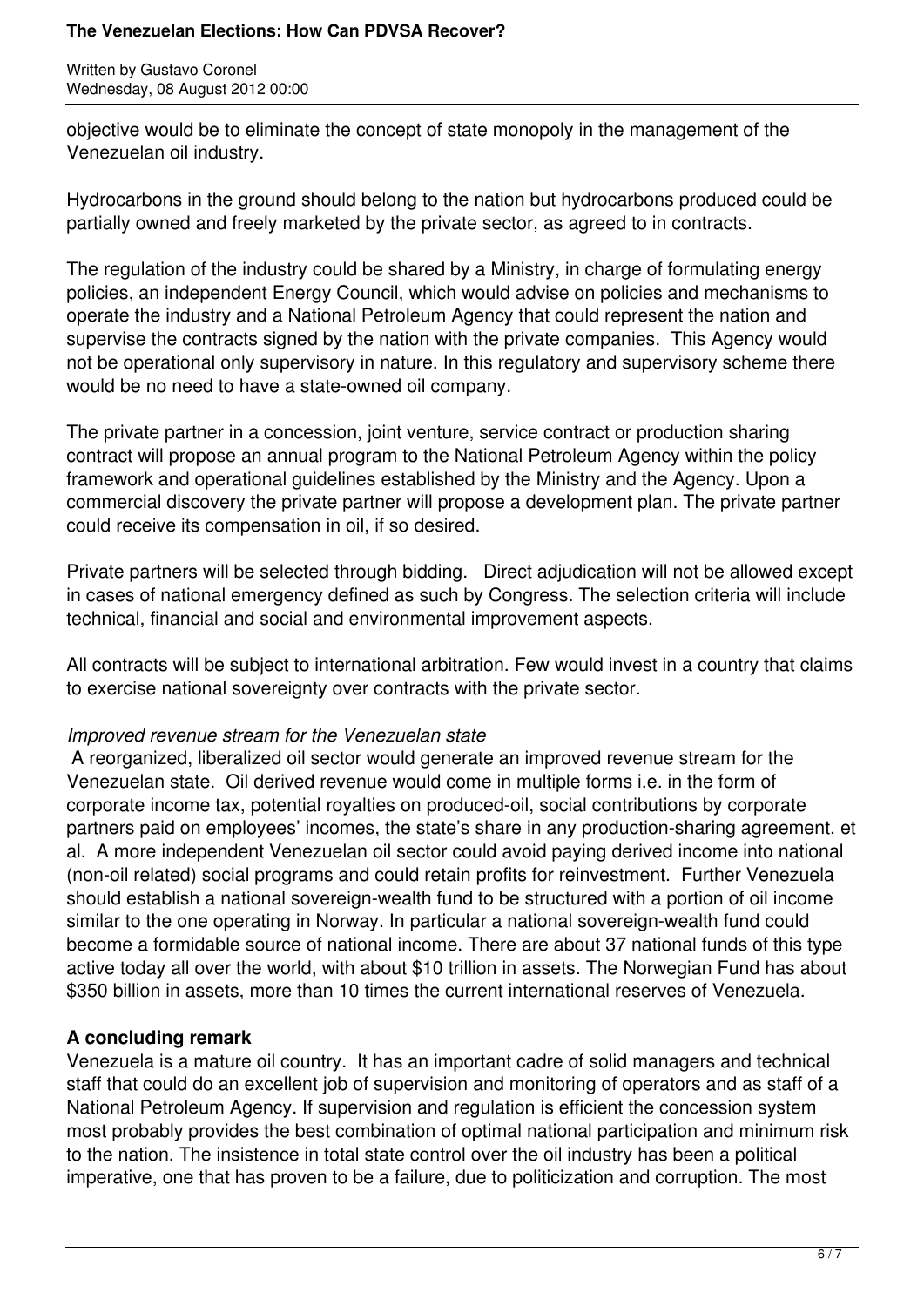objective would be to eliminate the concept of state monopoly in the management of the Venezuelan oil industry.

Hydrocarbons in the ground should belong to the nation but hydrocarbons produced could be partially owned and freely marketed by the private sector, as agreed to in contracts.

The regulation of the industry could be shared by a Ministry, in charge of formulating energy policies, an independent Energy Council, which would advise on policies and mechanisms to operate the industry and a National Petroleum Agency that could represent the nation and supervise the contracts signed by the nation with the private companies. This Agency would not be operational only supervisory in nature. In this regulatory and supervisory scheme there would be no need to have a state-owned oil company.

The private partner in a concession, joint venture, service contract or production sharing contract will propose an annual program to the National Petroleum Agency within the policy framework and operational guidelines established by the Ministry and the Agency. Upon a commercial discovery the private partner will propose a development plan. The private partner could receive its compensation in oil, if so desired.

Private partners will be selected through bidding. Direct adjudication will not be allowed except in cases of national emergency defined as such by Congress. The selection criteria will include technical, financial and social and environmental improvement aspects.

All contracts will be subject to international arbitration. Few would invest in a country that claims to exercise national sovereignty over contracts with the private sector.

*Improved revenue stream for the Venezuelan state*

A reorganized, liberalized oil sector would generate an improved revenue stream for the Venezuelan state. Oil derived revenue would come in multiple forms i.e. in the form of corporate income tax, potential royalties on produced-oil, social contributions by corporate partners paid on employees' incomes, the state's share in any production-sharing agreement, et al. A more independent Venezuelan oil sector could avoid paying derived income into national (non-oil related) social programs and could retain profits for reinvestment. Further Venezuela should establish a national sovereign-wealth fund to be structured with a portion of oil income similar to the one operating in Norway. In particular a national sovereign-wealth fund could become a formidable source of national income. There are about 37 national funds of this type active today all over the world, with about $10 trillion in assets. The Norwegian Fund has about $350 billion in assets, more than 10 times the current international reserves of Venezuela.

**A concluding remark**

Venezuela is a mature oil country. It has an important cadre of solid managers and technical staff that could do an excellent job of supervision and monitoring of operators and as staff of a National Petroleum Agency. If supervision and regulation is efficient the concession system most probably provides the best combination of optimal national participation and minimum risk to the nation. The insistence in total state control over the oil industry has been a political imperative, one that has proven to be a failure, due to politicization and corruption. The most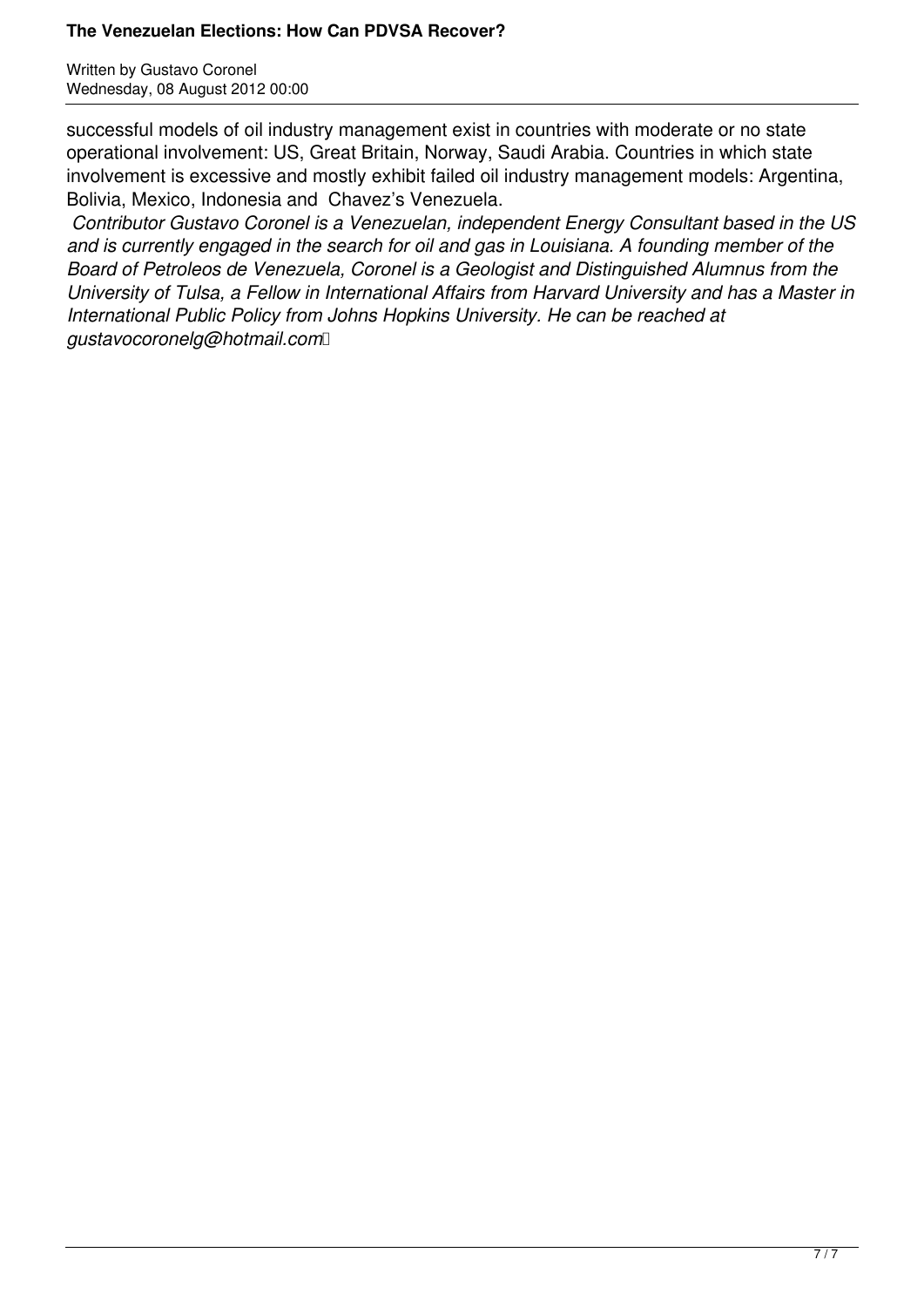successful models of oil industry management exist in countries with moderate or no state operational involvement: US, Great Britain, Norway, Saudi Arabia. Countries in which state involvement is excessive and mostly exhibit failed oil industry management models: Argentina, Bolivia, Mexico, Indonesia and Chavez's Venezuela.

*Contributor Gustavo Coronel is a Venezuelan, independent Energy Consultant based in the US and is currently engaged in the search for oil and gas in Louisiana. A founding member of the Board of Petroleos de Venezuela, Coronel is a Geologist and Distinguished Alumnus from the University of Tulsa, a Fellow in International Affairs from Harvard University and has a Master in International Public Policy from Johns Hopkins University. He can be reached at gustavocoronelg@hotmail.com*